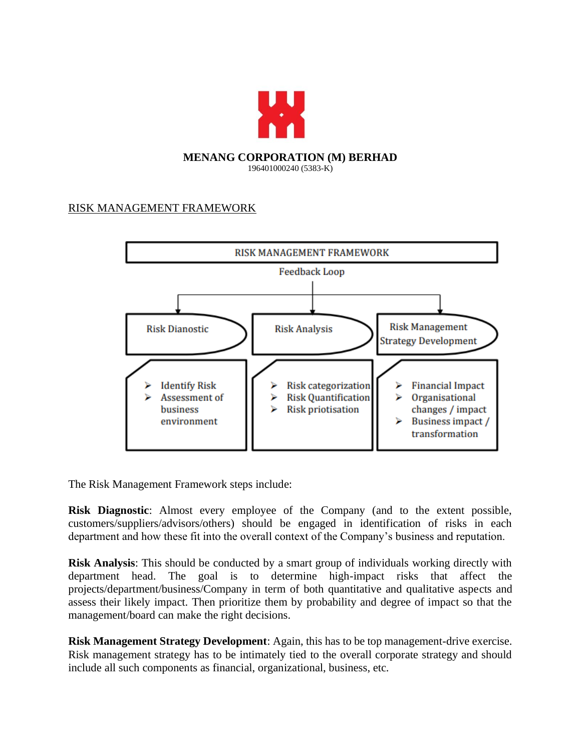**MENANG CORPORATION (M) BERHAD**
196401000240 (5383-K)

## RISK MANAGEMENT FRAMEWORK

**RISK MANAGEMENT FRAMEWORK**

Feedback Loop

| Risk Dianostic | Risk Analysis | Risk Management Strategy Development |
|---|---|---|
| ➢ Identify Risk<br>➢ Assessment of business environment | ➢ Risk categorization<br>➢ Risk Quantification<br>➢ Risk priotisation | ➢ Financial Impact<br>➢ Organisational changes / impact<br>➢ Business impact / transformation |

The Risk Management Framework steps include:

**Risk Diagnostic**: Almost every employee of the Company (and to the extent possible, customers/suppliers/advisors/others) should be engaged in identification of risks in each department and how these fit into the overall context of the Company's business and reputation.

**Risk Analysis**: This should be conducted by a smart group of individuals working directly with department head. The goal is to determine high-impact risks that affect the projects/department/business/Company in term of both quantitative and qualitative aspects and assess their likely impact. Then prioritize them by probability and degree of impact so that the management/board can make the right decisions.

**Risk Management Strategy Development**: Again, this has to be top management-drive exercise. Risk management strategy has to be intimately tied to the overall corporate strategy and should include all such components as financial, organizational, business, etc.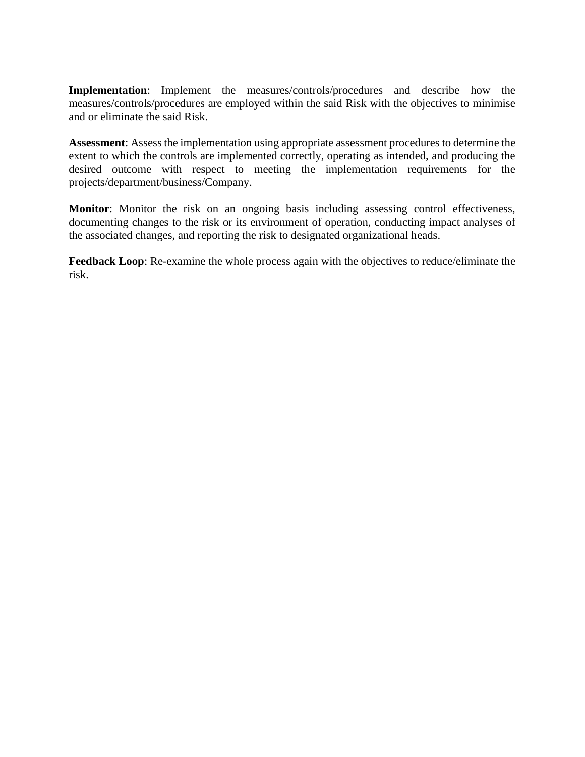**Implementation**: Implement the measures/controls/procedures and describe how the measures/controls/procedures are employed within the said Risk with the objectives to minimise and or eliminate the said Risk.

**Assessment**: Assess the implementation using appropriate assessment procedures to determine the extent to which the controls are implemented correctly, operating as intended, and producing the desired outcome with respect to meeting the implementation requirements for the projects/department/business/Company.

**Monitor**: Monitor the risk on an ongoing basis including assessing control effectiveness, documenting changes to the risk or its environment of operation, conducting impact analyses of the associated changes, and reporting the risk to designated organizational heads.

**Feedback Loop**: Re-examine the whole process again with the objectives to reduce/eliminate the risk.